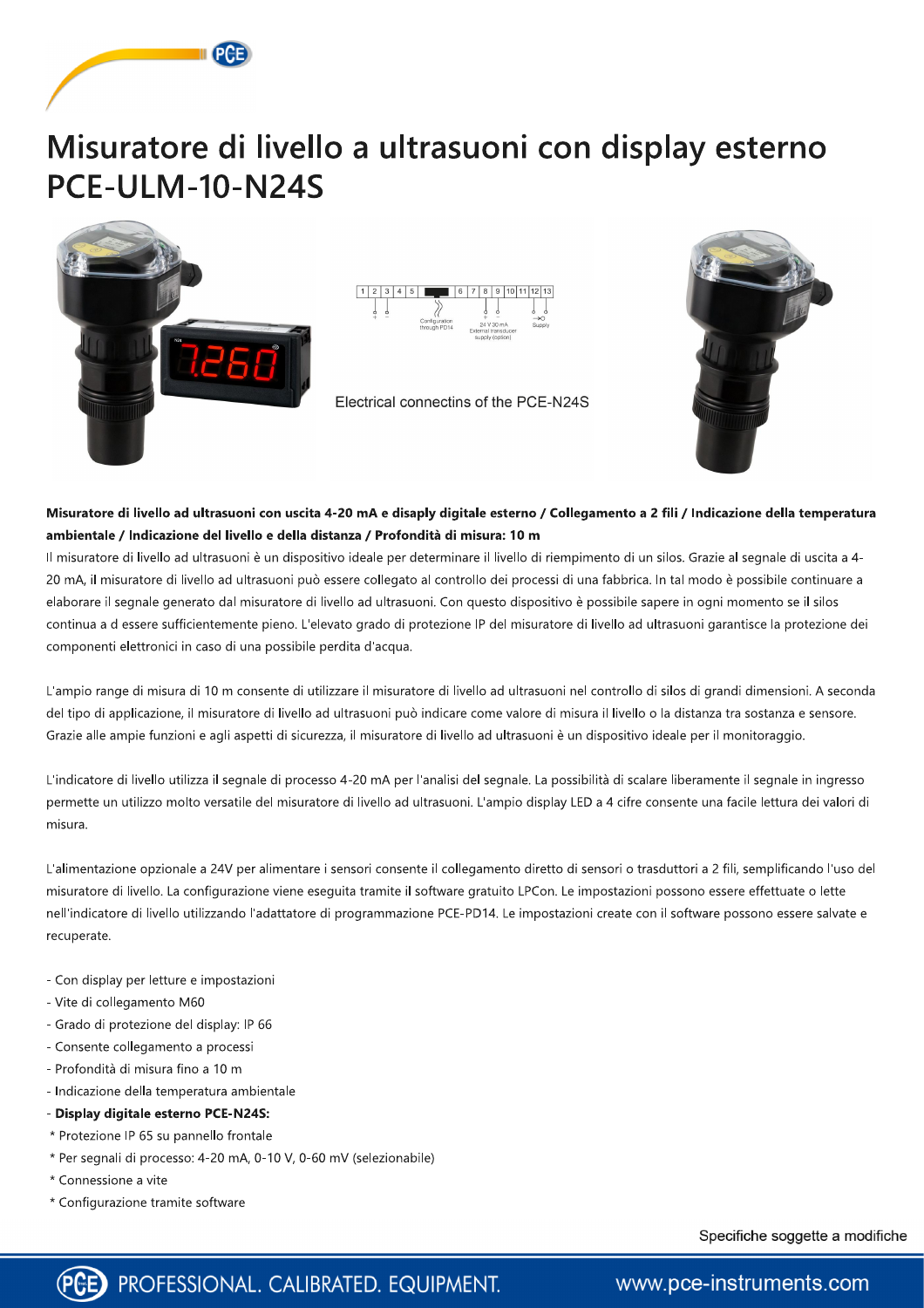# Misuratore di livello a ultrasuoni con display esterno PCE-ULM-10-N24S

Electrical connectins of the PCE-N24S

**Misuratore di livello ad ultrasuoni con uscita 4-20 mA e disaply digitale esterno / Collegamento a 2 fili / Indicazione della temperatura ambientale / Indicazione del livello e della distanza / Profondità di misura: 10 m**

Il misuratore di livello ad ultrasuoni è un dispositivo ideale per determinare il livello di riempimento di un silos. Grazie al segnale di uscita a 4-20 mA, il misuratore di livello ad ultrasuoni può essere collegato al controllo dei processi di una fabbrica. In tal modo è possibile continuare a elaborare il segnale generato dal misuratore di livello ad ultrasuoni. Con questo dispositivo è possibile sapere in ogni momento se il silos continua a d essere sufficientemente pieno. L'elevato grado di protezione IP del misuratore di livello ad ultrasuoni garantisce la protezione dei componenti elettronici in caso di una possibile perdita d'acqua.

L'ampio range di misura di 10 m consente di utilizzare il misuratore di livello ad ultrasuoni nel controllo di silos di grandi dimensioni. A seconda del tipo di applicazione, il misuratore di livello ad ultrasuoni può indicare come valore di misura il livello o la distanza tra sostanza e sensore. Grazie alle ampie funzioni e agli aspetti di sicurezza, il misuratore di livello ad ultrasuoni è un dispositivo ideale per il monitoraggio.

L'indicatore di livello utilizza il segnale di processo 4-20 mA per l'analisi del segnale. La possibilità di scalare liberamente il segnale in ingresso permette un utilizzo molto versatile del misuratore di livello ad ultrasuoni. L'ampio display LED a 4 cifre consente una facile lettura dei valori di misura.

L'alimentazione opzionale a 24V per alimentare i sensori consente il collegamento diretto di sensori o trasduttori a 2 fili, semplificando l'uso del misuratore di livello. La configurazione viene eseguita tramite il software gratuito LPCon. Le impostazioni possono essere effettuate o lette nell'indicatore di livello utilizzando l'adattatore di programmazione PCE-PD14. Le impostazioni create con il software possono essere salvate e recuperate.

- Con display per letture e impostazioni
- Vite di collegamento M60
- Grado di protezione del display: IP 66
- Consente collegamento a processi
- Profondità di misura fino a 10 m
- Indicazione della temperatura ambientale
- **Display digitale esterno PCE-N24S:**
  * Protezione IP 65 su pannello frontale
  * Per segnali di processo: 4-20 mA, 0-10 V, 0-60 mV (selezionabile)
  * Connessione a vite
  * Configurazione tramite software

Specifiche soggette a modifiche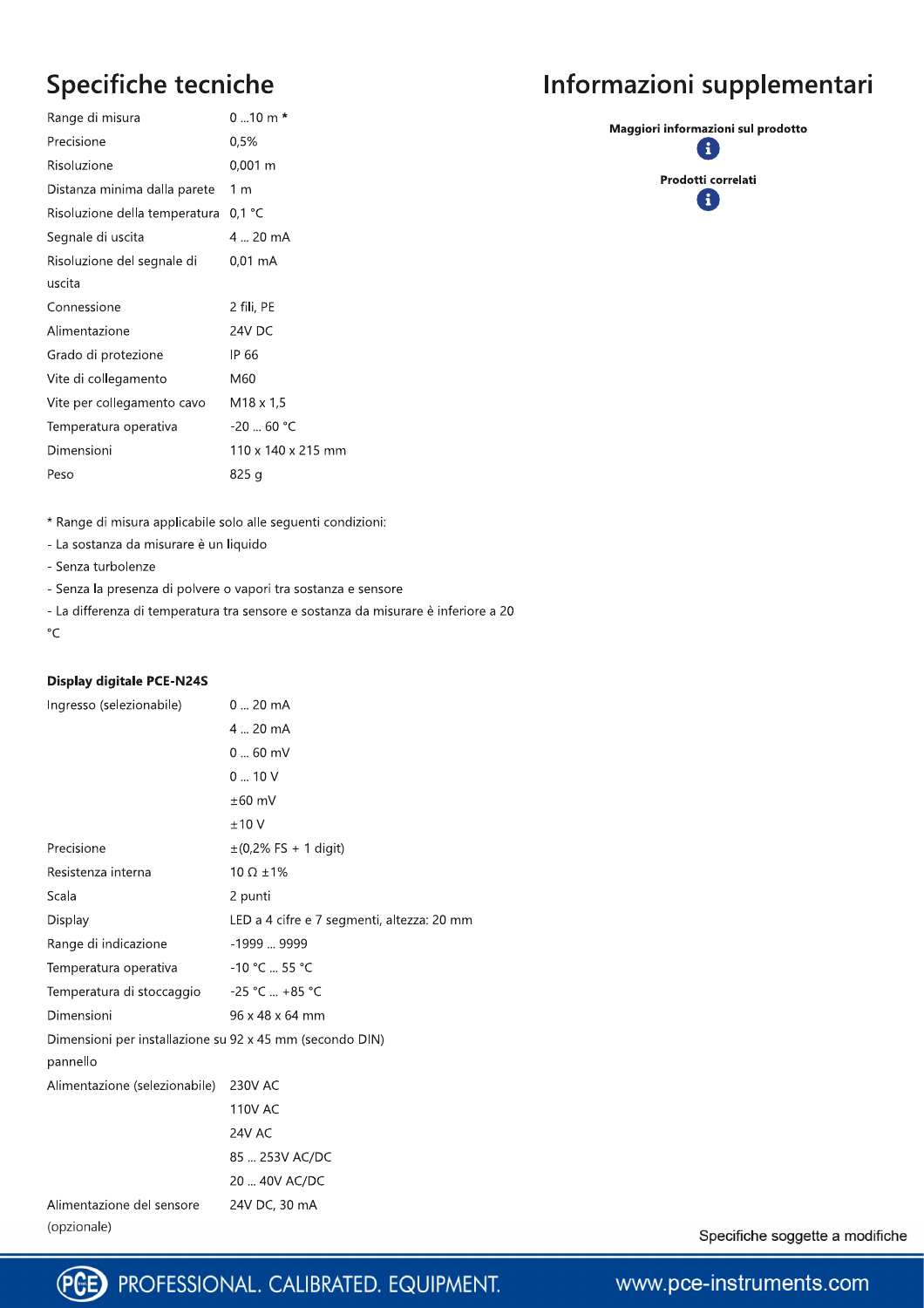# Specifiche tecniche

| | |
|---|---|
| Range di misura | 0 ...10 m * |
| Precisione | 0,5% |
| Risoluzione | 0,001 m |
| Distanza minima dalla parete | 1 m |
| Risoluzione della temperatura | 0,1 °C |
| Segnale di uscita | 4 ... 20 mA |
| Risoluzione del segnale di uscita | 0,01 mA |
| Connessione | 2 fili, PE |
| Alimentazione | 24V DC |
| Grado di protezione | IP 66 |
| Vite di collegamento | M60 |
| Vite per collegamento cavo | M18 x 1,5 |
| Temperatura operativa | -20 ... 60 °C |
| Dimensioni | 110 x 140 x 215 mm |
| Peso | 825 g |

* Range di misura applicabile solo alle seguenti condizioni:

- La sostanza da misurare è un liquido
- Senza turbolenze
- Senza la presenza di polvere o vapori tra sostanza e sensore
- La differenza di temperatura tra sensore e sostanza da misurare è inferiore a 20 °C

**Display digitale PCE-N24S**

| | |
|---|---|
| Ingresso (selezionabile) | 0 ... 20 mA |
| | 4 ... 20 mA |
| | 0 ... 60 mV |
| | 0 ... 10 V |
| | ±60 mV |
| | ±10 V |
| Precisione | ±(0,2% FS + 1 digit) |
| Resistenza interna | 10 Ω ±1% |
| Scala | 2 punti |
| Display | LED a 4 cifre e 7 segmenti, altezza: 20 mm |
| Range di indicazione | -1999 ... 9999 |
| Temperatura operativa | -10 °C ... 55 °C |
| Temperatura di stoccaggio | -25 °C ... +85 °C |
| Dimensioni | 96 x 48 x 64 mm |
| Dimensioni per installazione su pannello | 92 x 45 mm (secondo DIN) |
| Alimentazione (selezionabile) | 230V AC |
| | 110V AC |
| | 24V AC |
| | 85 ... 253V AC/DC |
| | 20 ... 40V AC/DC |
| Alimentazione del sensore (opzionale) | 24V DC, 30 mA |

# Informazioni supplementari

**Maggiori informazioni sul prodotto**

**Prodotti correlati**

Specifiche soggette a modifiche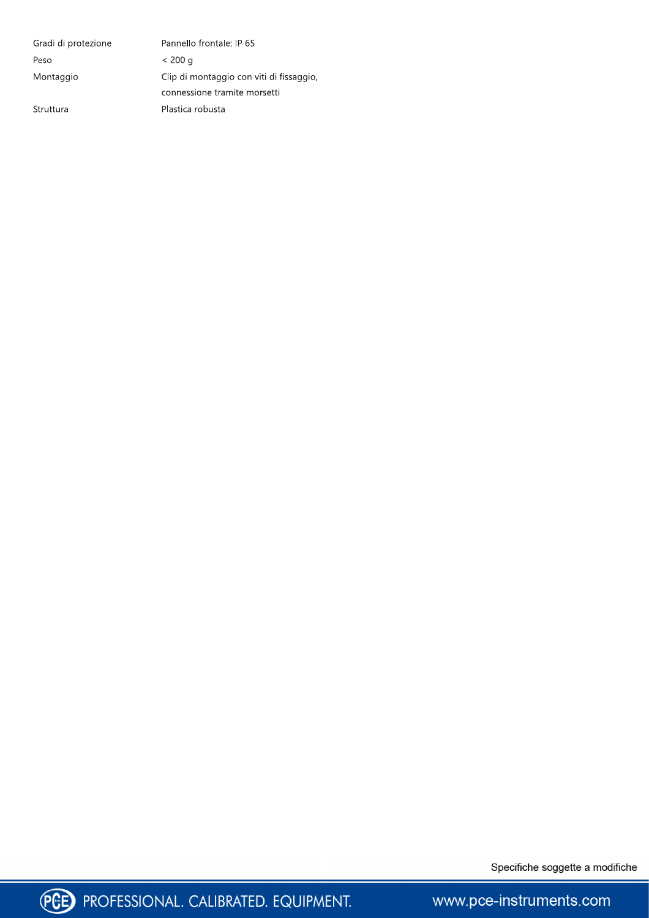| | |
|---|---|
| Gradi di protezione | Pannello frontale: IP 65 |
| Peso | < 200 g |
| Montaggio | Clip di montaggio con viti di fissaggio, connessione tramite morsetti |
| Struttura | Plastica robusta |

Specifiche soggette a modifiche